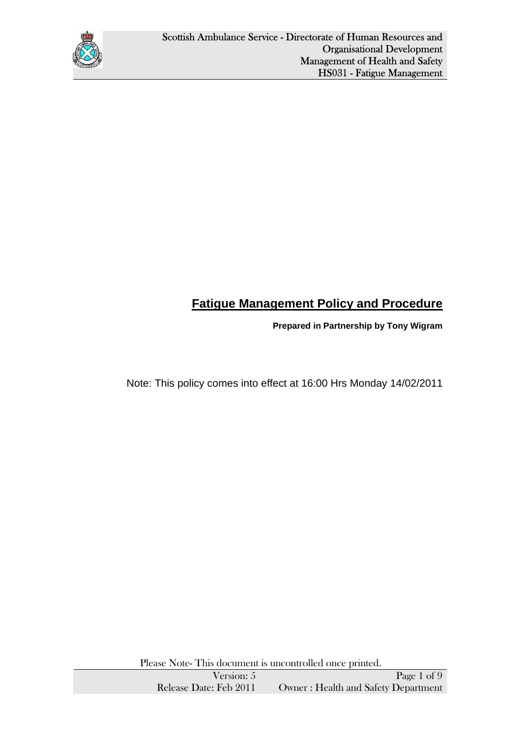# Fatigue Management Policy and Procedure

**Prepared in Partnership by Tony Wigram**

Note: This policy comes into effect at 16:00 Hrs Monday 14/02/2011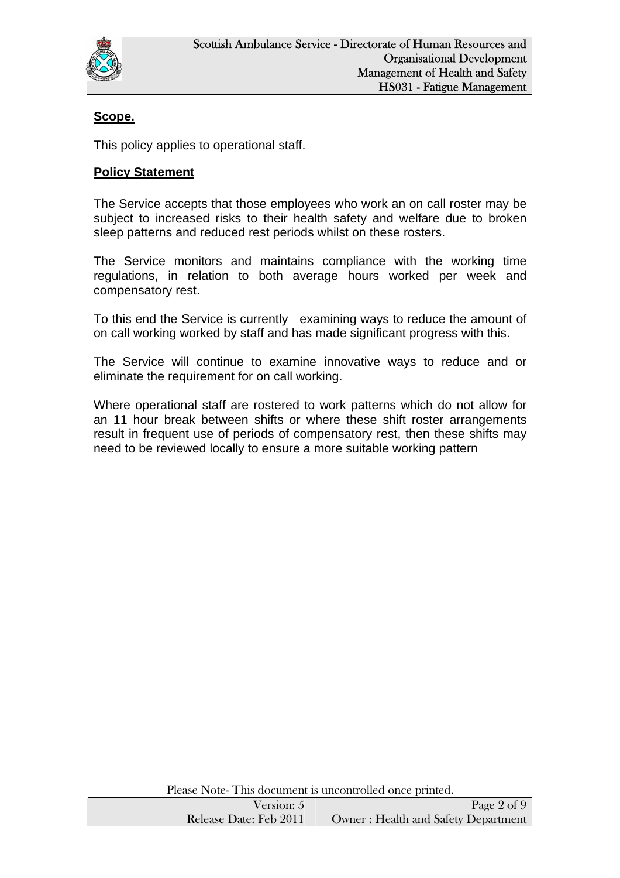**Scope.**

This policy applies to operational staff.

**Policy Statement**

The Service accepts that those employees who work an on call roster may be subject to increased risks to their health safety and welfare due to broken sleep patterns and reduced rest periods whilst on these rosters.

The Service monitors and maintains compliance with the working time regulations, in relation to both average hours worked per week and compensatory rest.

To this end the Service is currently examining ways to reduce the amount of on call working worked by staff and has made significant progress with this.

The Service will continue to examine innovative ways to reduce and or eliminate the requirement for on call working.

Where operational staff are rostered to work patterns which do not allow for an 11 hour break between shifts or where these shift roster arrangements result in frequent use of periods of compensatory rest, then these shifts may need to be reviewed locally to ensure a more suitable working pattern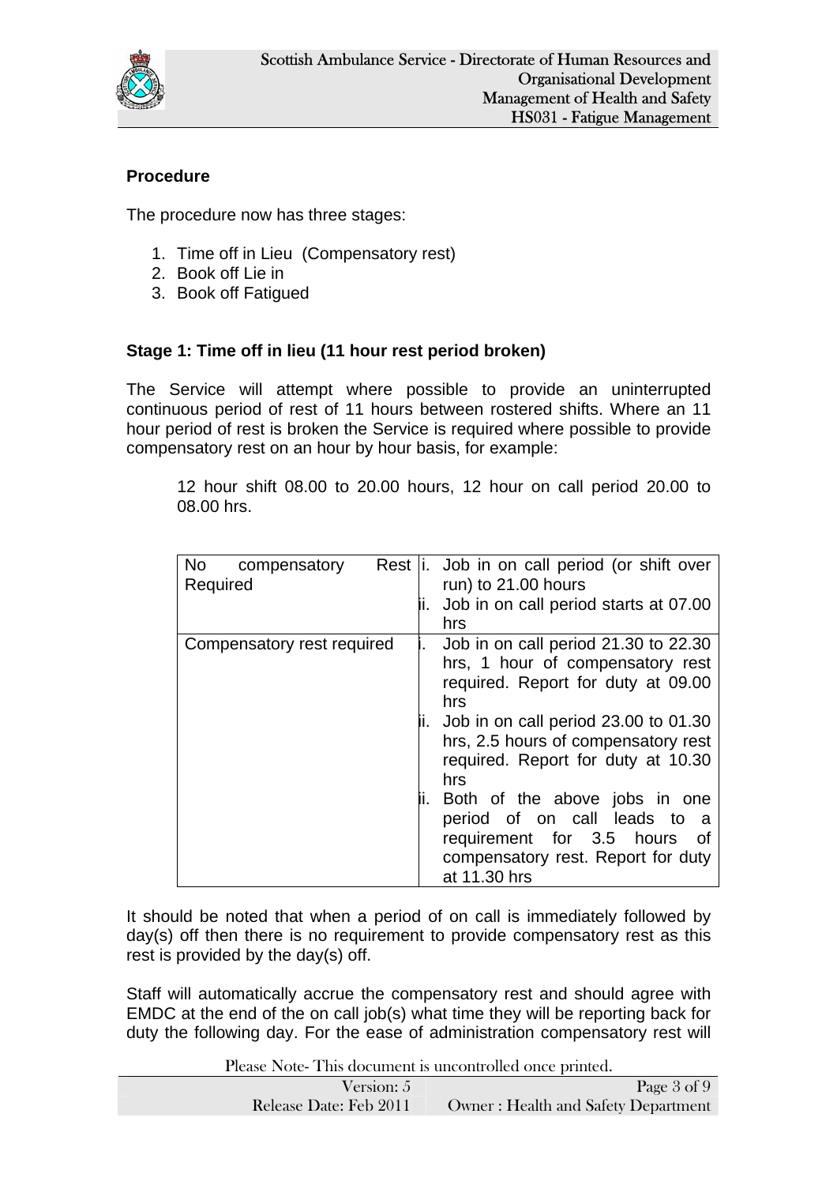**Procedure**

The procedure now has three stages:

1. Time off in Lieu (Compensatory rest)
2. Book off Lie in
3. Book off Fatigued

**Stage 1: Time off in lieu (11 hour rest period broken)**

The Service will attempt where possible to provide an uninterrupted continuous period of rest of 11 hours between rostered shifts. Where an 11 hour period of rest is broken the Service is required where possible to provide compensatory rest on an hour by hour basis, for example:

> 12 hour shift 08.00 to 20.00 hours, 12 hour on call period 20.00 to 08.00 hrs.

| | |
|---|---|
| No compensatory Rest Required | i. Job in on call period (or shift over run) to 21.00 hours<br>ii. Job in on call period starts at 07.00 hrs |
| Compensatory rest required | i. Job in on call period 21.30 to 22.30 hrs, 1 hour of compensatory rest required. Report for duty at 09.00 hrs<br>ii. Job in on call period 23.00 to 01.30 hrs, 2.5 hours of compensatory rest required. Report for duty at 10.30 hrs<br>iii. Both of the above jobs in one period of on call leads to a requirement for 3.5 hours of compensatory rest. Report for duty at 11.30 hrs |

It should be noted that when a period of on call is immediately followed by day(s) off then there is no requirement to provide compensatory rest as this rest is provided by the day(s) off.

Staff will automatically accrue the compensatory rest and should agree with EMDC at the end of the on call job(s) what time they will be reporting back for duty the following day. For the ease of administration compensatory rest will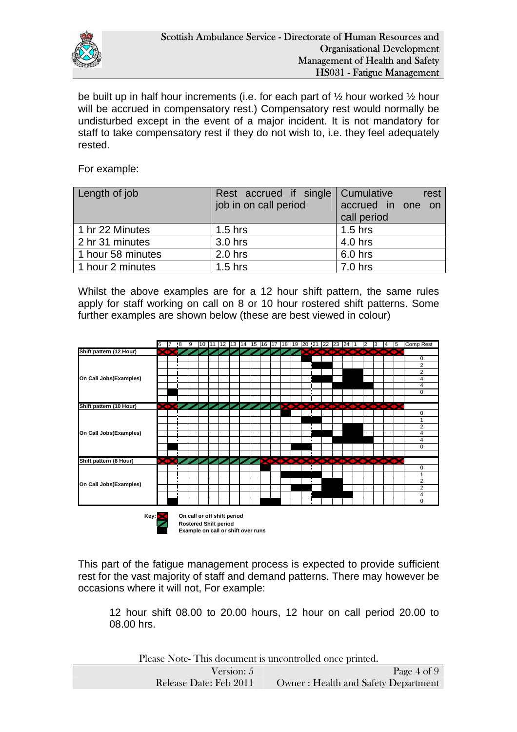be built up in half hour increments (i.e. for each part of ½ hour worked ½ hour will be accrued in compensatory rest.) Compensatory rest would normally be undisturbed except in the event of a major incident. It is not mandatory for staff to take compensatory rest if they do not wish to, i.e. they feel adequately rested.

For example:

| Length of job | Rest accrued if single job in on call period | Cumulative rest accrued in one on call period |
|---|---|---|
| 1 hr 22 Minutes | 1.5 hrs | 1.5 hrs |
| 2 hr 31 minutes | 3.0 hrs | 4.0 hrs |
| 1 hour 58 minutes | 2.0 hrs | 6.0 hrs |
| 1 hour 2 minutes | 1.5 hrs | 7.0 hrs |

Whilst the above examples are for a 12 hour shift pattern, the same rules apply for staff working on call on 8 or 10 hour rostered shift patterns. Some further examples are shown below (these are best viewed in colour)

| | Comp Rest |
|---|---|
| **Shift pattern (12 Hour)** | |
| **On Call Jobs(Examples)** | 0 |
| | 2 |
| | 2 |
| | 4 |
| | 4 |
| | 0 |
| **Shift pattern (10 Hour)** | |
| **On Call Jobs(Examples)** | 0 |
| | 1 |
| | 2 |
| | 4 |
| | 4 |
| | 0 |
| **Shift pattern (8 Hour)** | |
| **On Call Jobs(Examples)** | 0 |
| | 1 |
| | 2 |
| | 2 |
| | 4 |
| | 0 |

**Key:**
- **On call or off shift period**
- **Rostered Shift period**
- **Example on call or shift over runs**

This part of the fatigue management process is expected to provide sufficient rest for the vast majority of staff and demand patterns. There may however be occasions where it will not, For example:

> 12 hour shift 08.00 to 20.00 hours, 12 hour on call period 20.00 to 08.00 hrs.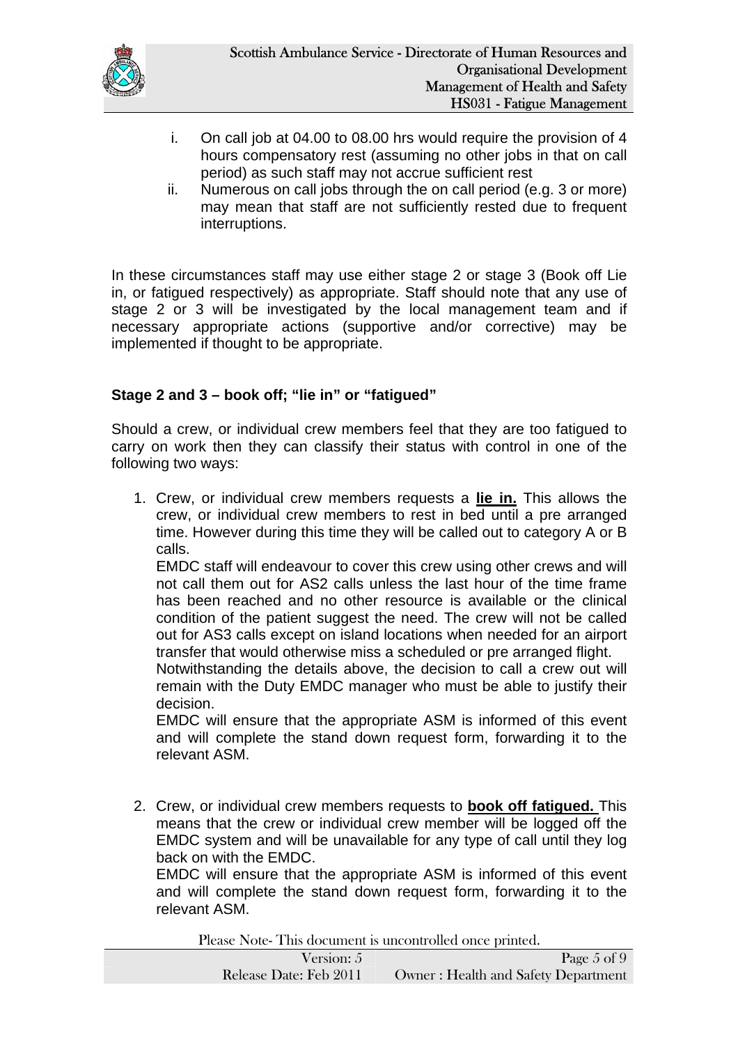i. On call job at 04.00 to 08.00 hrs would require the provision of 4 hours compensatory rest (assuming no other jobs in that on call period) as such staff may not accrue sufficient rest
ii. Numerous on call jobs through the on call period (e.g. 3 or more) may mean that staff are not sufficiently rested due to frequent interruptions.

In these circumstances staff may use either stage 2 or stage 3 (Book off Lie in, or fatigued respectively) as appropriate. Staff should note that any use of stage 2 or 3 will be investigated by the local management team and if necessary appropriate actions (supportive and/or corrective) may be implemented if thought to be appropriate.

**Stage 2 and 3 – book off; "lie in" or "fatigued"**

Should a crew, or individual crew members feel that they are too fatigued to carry on work then they can classify their status with control in one of the following two ways:

1. Crew, or individual crew members requests a **lie in.** This allows the crew, or individual crew members to rest in bed until a pre arranged time. However during this time they will be called out to category A or B calls.

   EMDC staff will endeavour to cover this crew using other crews and will not call them out for AS2 calls unless the last hour of the time frame has been reached and no other resource is available or the clinical condition of the patient suggest the need. The crew will not be called out for AS3 calls except on island locations when needed for an airport transfer that would otherwise miss a scheduled or pre arranged flight.

   Notwithstanding the details above, the decision to call a crew out will remain with the Duty EMDC manager who must be able to justify their decision.

   EMDC will ensure that the appropriate ASM is informed of this event and will complete the stand down request form, forwarding it to the relevant ASM.

2. Crew, or individual crew members requests to **book off fatigued.** This means that the crew or individual crew member will be logged off the EMDC system and will be unavailable for any type of call until they log back on with the EMDC.

   EMDC will ensure that the appropriate ASM is informed of this event and will complete the stand down request form, forwarding it to the relevant ASM.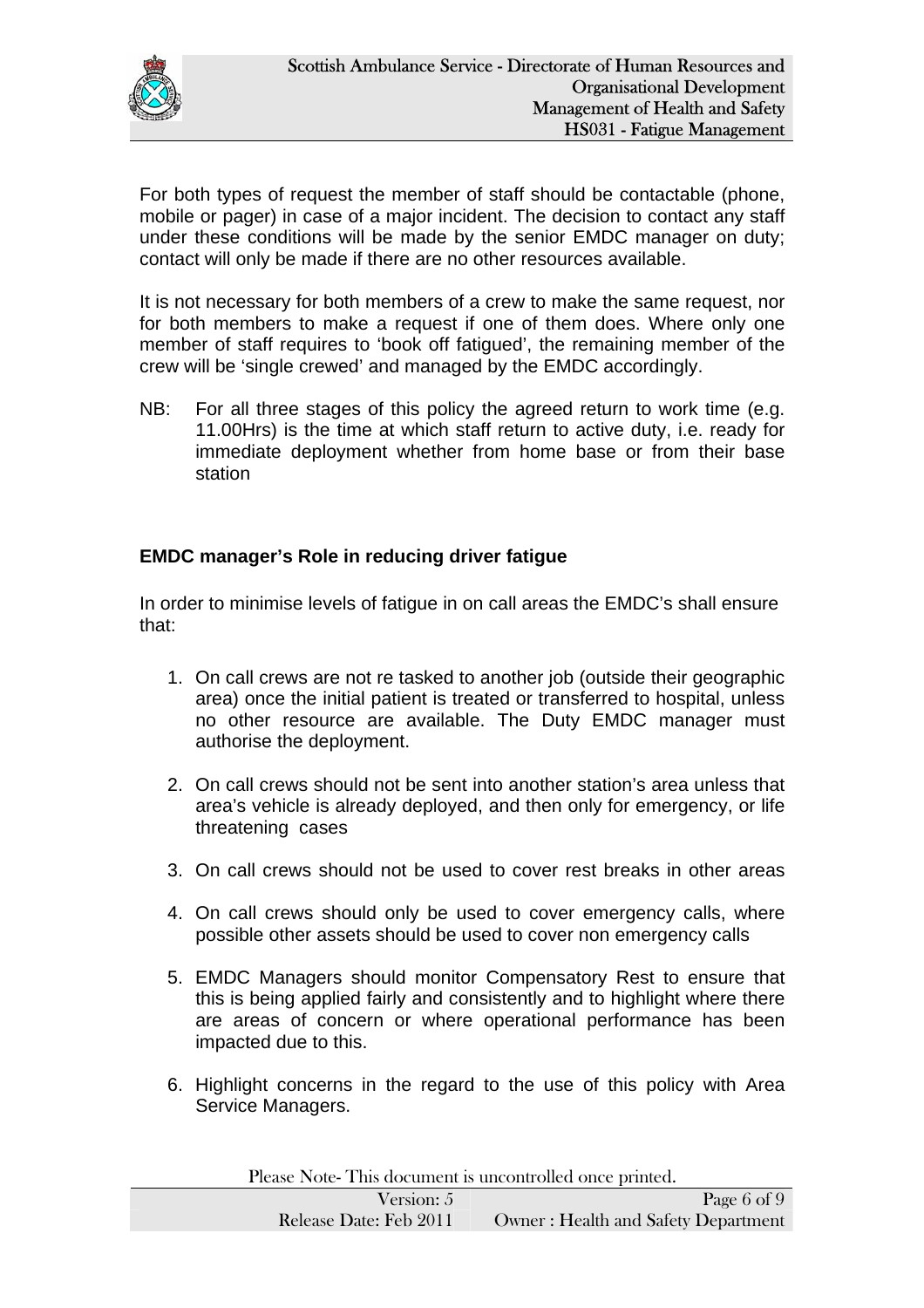For both types of request the member of staff should be contactable (phone, mobile or pager) in case of a major incident. The decision to contact any staff under these conditions will be made by the senior EMDC manager on duty; contact will only be made if there are no other resources available.

It is not necessary for both members of a crew to make the same request, nor for both members to make a request if one of them does. Where only one member of staff requires to 'book off fatigued', the remaining member of the crew will be 'single crewed' and managed by the EMDC accordingly.

NB: For all three stages of this policy the agreed return to work time (e.g. 11.00Hrs) is the time at which staff return to active duty, i.e. ready for immediate deployment whether from home base or from their base station

**EMDC manager's Role in reducing driver fatigue**

In order to minimise levels of fatigue in on call areas the EMDC's shall ensure that:

1. On call crews are not re tasked to another job (outside their geographic area) once the initial patient is treated or transferred to hospital, unless no other resource are available. The Duty EMDC manager must authorise the deployment.

2. On call crews should not be sent into another station's area unless that area's vehicle is already deployed, and then only for emergency, or life threatening cases

3. On call crews should not be used to cover rest breaks in other areas

4. On call crews should only be used to cover emergency calls, where possible other assets should be used to cover non emergency calls

5. EMDC Managers should monitor Compensatory Rest to ensure that this is being applied fairly and consistently and to highlight where there are areas of concern or where operational performance has been impacted due to this.

6. Highlight concerns in the regard to the use of this policy with Area Service Managers.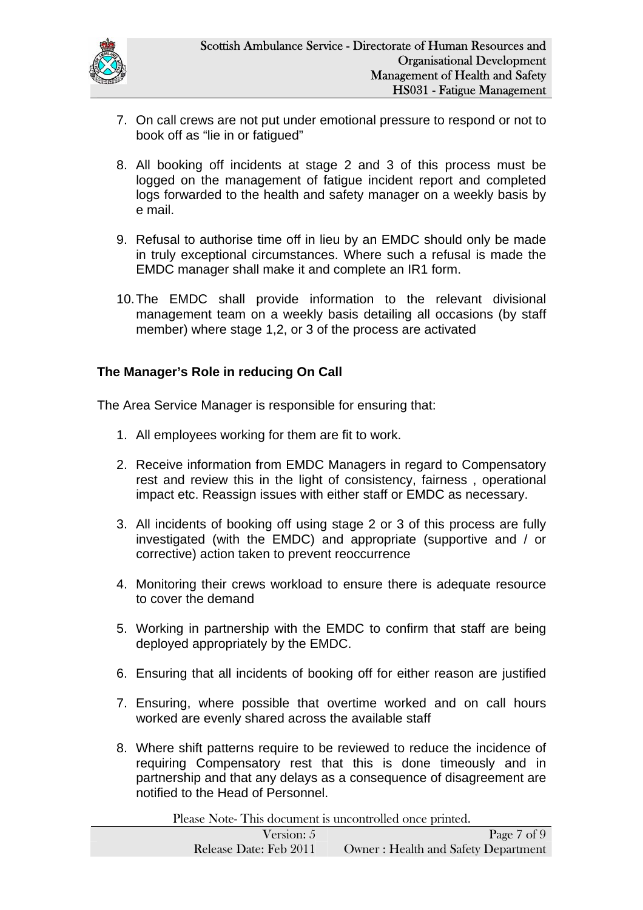7. On call crews are not put under emotional pressure to respond or not to book off as "lie in or fatigued"

8. All booking off incidents at stage 2 and 3 of this process must be logged on the management of fatigue incident report and completed logs forwarded to the health and safety manager on a weekly basis by e mail.

9. Refusal to authorise time off in lieu by an EMDC should only be made in truly exceptional circumstances. Where such a refusal is made the EMDC manager shall make it and complete an IR1 form.

10. The EMDC shall provide information to the relevant divisional management team on a weekly basis detailing all occasions (by staff member) where stage 1,2, or 3 of the process are activated

**The Manager's Role in reducing On Call**

The Area Service Manager is responsible for ensuring that:

1. All employees working for them are fit to work.

2. Receive information from EMDC Managers in regard to Compensatory rest and review this in the light of consistency, fairness , operational impact etc. Reassign issues with either staff or EMDC as necessary.

3. All incidents of booking off using stage 2 or 3 of this process are fully investigated (with the EMDC) and appropriate (supportive and / or corrective) action taken to prevent reoccurrence

4. Monitoring their crews workload to ensure there is adequate resource to cover the demand

5. Working in partnership with the EMDC to confirm that staff are being deployed appropriately by the EMDC.

6. Ensuring that all incidents of booking off for either reason are justified

7. Ensuring, where possible that overtime worked and on call hours worked are evenly shared across the available staff

8. Where shift patterns require to be reviewed to reduce the incidence of requiring Compensatory rest that this is done timeously and in partnership and that any delays as a consequence of disagreement are notified to the Head of Personnel.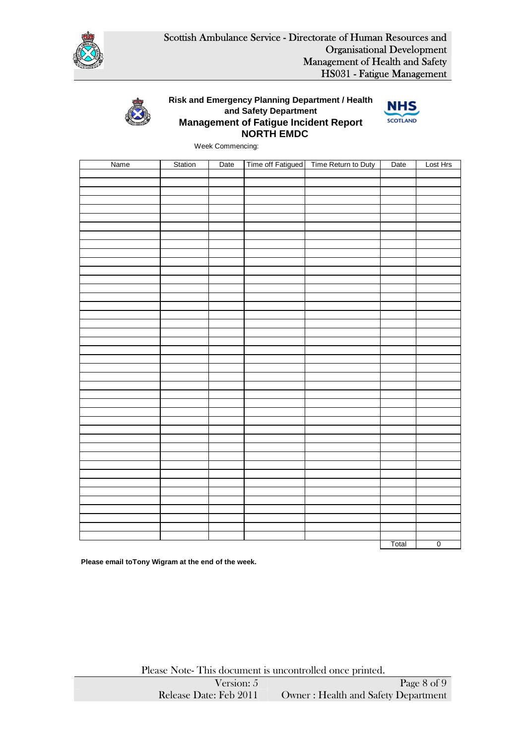**Risk and Emergency Planning Department / Health and Safety Department**

**Management of Fatigue Incident Report**

**NORTH EMDC**

Week Commencing:

| Name | Station | Date | Time off Fatigued | Time Return to Duty | Date | Lost Hrs |
|---|---|---|---|---|---|---|
| | | | | | | |
| | | | | | | |
| | | | | | | |
| | | | | | | |
| | | | | | | |
| | | | | | | |
| | | | | | | |
| | | | | | | |
| | | | | | | |
| | | | | | | |
| | | | | | | |
| | | | | | | |
| | | | | | | |
| | | | | | | |
| | | | | | | |
| | | | | | | |
| | | | | | | |
| | | | | | | |
| | | | | | | |
| | | | | | | |
| | | | | | | |
| | | | | | | |
| | | | | | | |
| | | | | | | |
| | | | | | | |
| | | | | | | |
| | | | | | | |
| | | | | | | |
| | | | | | | |
| | | | | | | |
| | | | | | | |
| | | | | | | |
| | | | | | | |
| | | | | | | |
| | | | | | | |
| | | | | | | |
| | | | | | | |
| | | | | | | |
| | | | | | | |
| | | | | | | |
| | | | | | | |
| | | | | | | |
| | | | | | | |
| | | | | | | |
| | | | | | Total | 0 |

**Please email toTony Wigram at the end of the week.**

Please Note- This document is uncontrolled once printed.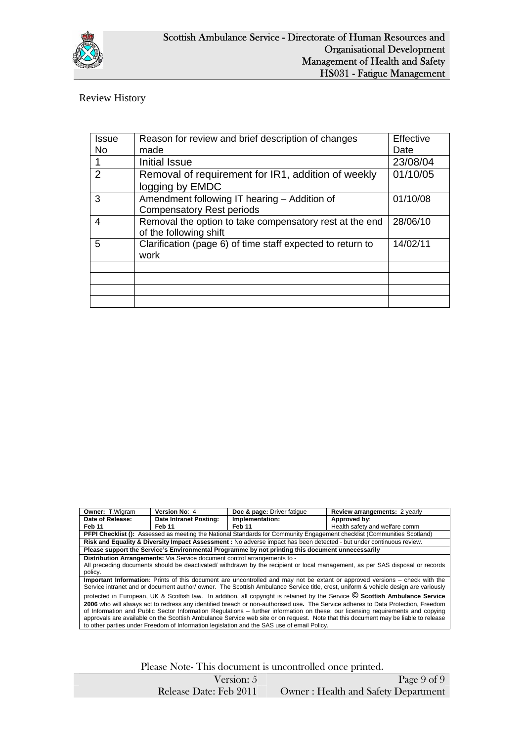Review History

| Issue No | Reason for review and brief description of changes made | Effective Date |
|---|---|---|
| 1 | Initial Issue | 23/08/04 |
| 2 | Removal of requirement for IR1, addition of weekly logging by EMDC | 01/10/05 |
| 3 | Amendment following IT hearing – Addition of Compensatory Rest periods | 01/10/08 |
| 4 | Removal the option to take compensatory rest at the end of the following shift | 28/06/10 |
| 5 | Clarification (page 6) of time staff expected to return to work | 14/02/11 |
| | | |
| | | |
| | | |
| | | |

| | | | |
|---|---|---|---|
| **Owner:** T.Wigram | **Version No**: 4 | **Doc & page:** Driver fatigue | **Review arrangements:** 2 yearly |
| **Date of Release:** Feb 11 | **Date Intranet Posting:** Feb 11 | **Implementation:** Feb 11 | **Approved by**: Health safety and welfare comm |
| **PFPI Checklist ():** Assessed as meeting the National Standards for Community Engagement checklist (Communities Scotland) | | | |
| **Risk and Equality & Diversity Impact Assessment :** No adverse impact has been detected - but under continuous review. | | | |
| **Please support the Service's Environmental Programme by not printing this document unnecessarily** | | | |
| **Distribution Arrangements:** Via Service document control arrangements to - All preceding documents should be deactivated/ withdrawn by the recipient or local management, as per SAS disposal or records policy. | | | |
| **Important Information:** Prints of this document are uncontrolled and may not be extant or approved versions – check with the Service intranet and or document author/ owner. The Scottish Ambulance Service title, crest, uniform & vehicle design are variously protected in European, UK & Scottish law. In addition, all copyright is retained by the Service **© Scottish Ambulance Service 2006** who will always act to redress any identified breach or non-authorised use**.** The Service adheres to Data Protection, Freedom of Information and Public Sector Information Regulations – further information on these; our licensing requirements and copying approvals are available on the Scottish Ambulance Service web site or on request. Note that this document may be liable to release to other parties under Freedom of Information legislation and the SAS use of email Policy. | | | |